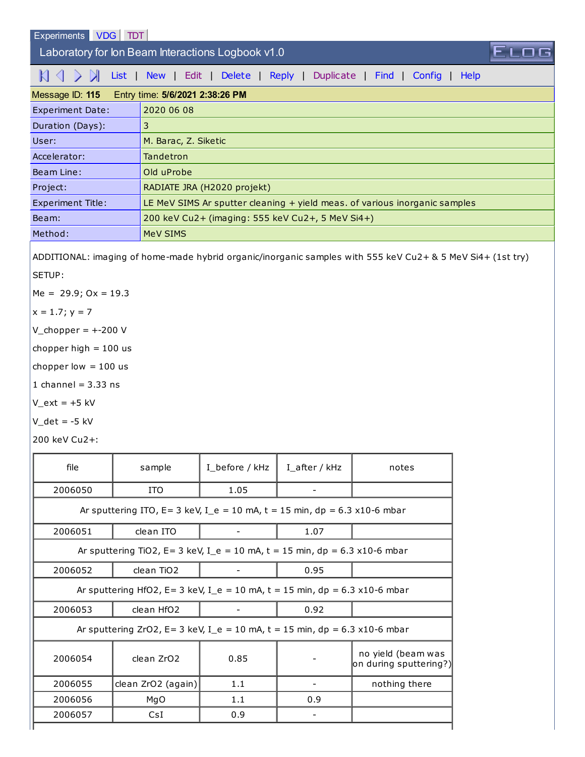Experiments | VDG | TDT

# Laboratory for Ion Beam Interactions Logbook v1.0

List | New | Edit | Delete | Reply | Duplicate | Find | Config | Help

**Message ID: 115** Entry time: **5/6/2021 2:38:26 PM**

| | |
|---|---|
| Experiment Date: | 2020 06 08 |
| Duration (Days): | 3 |
| User: | M. Barac, Z. Siketic |
| Accelerator: | Tandetron |
| Beam Line: | Old uProbe |
| Project: | RADIATE JRA (H2020 projekt) |
| Experiment Title: | LE MeV SIMS Ar sputter cleaning + yield meas. of various inorganic samples |
| Beam: | 200 keV $Cu^{2+}$ (imaging: 555 keV $Cu^{2+}$, 5 MeV $Si^{4+}$) |
| Method: | MeV SIMS |

ADDITIONAL: imaging of home-made hybrid organic/inorganic samples with 555 keV $Cu^{2+}$ & 5 MeV $Si^{4+}$ (1st try)

SETUP:

Me = 29.9; Ox = 19.3

x = 1.7; y = 7

V_chopper = +-200 V

chopper high = 100 us

chopper low = 100 us

1 channel = 3.33 ns

V_ext = +5 kV

V_det = -5 kV

200 keV $Cu^{2+}$:

| file | sample | I_before / kHz | I_after / kHz | notes |
|---|---|---|---|---|
| 2006050 | ITO | 1.05 | - | |
| Ar sputtering ITO, E= 3 keV, I_e = 10 mA, t = 15 min, dp = 6.3 x10-6 mbar | | | | |
| 2006051 | clean ITO | - | 1.07 | |
| Ar sputtering $TiO_2$, E= 3 keV, I_e = 10 mA, t = 15 min, dp = 6.3 x10-6 mbar | | | | |
| 2006052 | clean $TiO_2$ | - | 0.95 | |
| Ar sputtering $HfO_2$, E= 3 keV, I_e = 10 mA, t = 15 min, dp = 6.3 x10-6 mbar | | | | |
| 2006053 | clean $HfO_2$ | - | 0.92 | |
| Ar sputtering $ZrO_2$, E= 3 keV, I_e = 10 mA, t = 15 min, dp = 6.3 x10-6 mbar | | | | |
| 2006054 | clean $ZrO_2$ | 0.85 | - | no yield (beam was on during sputtering?) |
| 2006055 | clean $ZrO_2$ (again) | 1.1 | - | nothing there |
| 2006056 | MgO | 1.1 | 0.9 | |
| 2006057 | CsI | 0.9 | - | |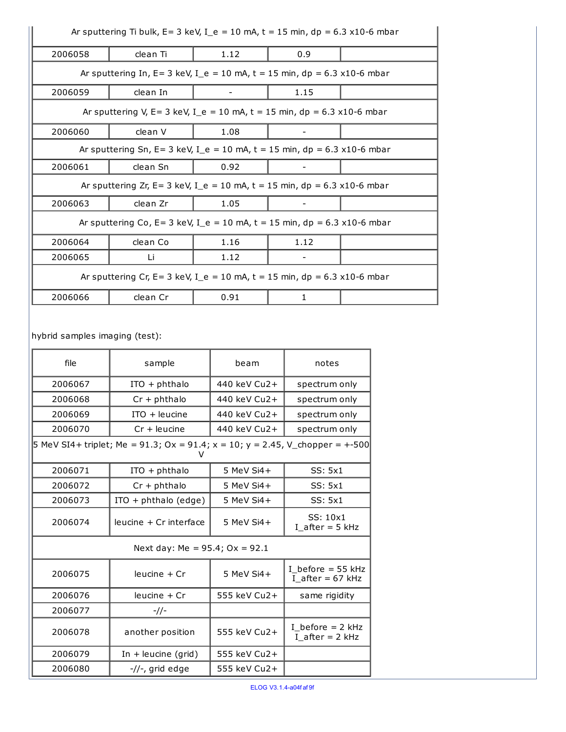| | | | | |
|---|---|---|---|---|
| Ar sputtering Ti bulk, E= 3 keV, I_e = 10 mA, t = 15 min, dp = 6.3 x10-6 mbar | | | | |
| 2006058 | clean Ti | 1.12 | 0.9 | |
| Ar sputtering In, E= 3 keV, I_e = 10 mA, t = 15 min, dp = 6.3 x10-6 mbar | | | | |
| 2006059 | clean In | - | 1.15 | |
| Ar sputtering V, E= 3 keV, I_e = 10 mA, t = 15 min, dp = 6.3 x10-6 mbar | | | | |
| 2006060 | clean V | 1.08 | - | |
| Ar sputtering Sn, E= 3 keV, I_e = 10 mA, t = 15 min, dp = 6.3 x10-6 mbar | | | | |
| 2006061 | clean Sn | 0.92 | - | |
| Ar sputtering Zr, E= 3 keV, I_e = 10 mA, t = 15 min, dp = 6.3 x10-6 mbar | | | | |
| 2006063 | clean Zr | 1.05 | - | |
| Ar sputtering Co, E= 3 keV, I_e = 10 mA, t = 15 min, dp = 6.3 x10-6 mbar | | | | |
| 2006064 | clean Co | 1.16 | 1.12 | |
| 2006065 | Li | 1.12 | - | |
| Ar sputtering Cr, E= 3 keV, I_e = 10 mA, t = 15 min, dp = 6.3 x10-6 mbar | | | | |
| 2006066 | clean Cr | 0.91 | 1 | |

hybrid samples imaging (test):

| file | sample | beam | notes |
|---|---|---|---|
| 2006067 | ITO + phthalo | 440 keV Cu2+ | spectrum only |
| 2006068 | Cr + phthalo | 440 keV Cu2+ | spectrum only |
| 2006069 | ITO + leucine | 440 keV Cu2+ | spectrum only |
| 2006070 | Cr + leucine | 440 keV Cu2+ | spectrum only |
| 5 MeV SI4+ triplet; Me = 91.3; Ox = 91.4; x = 10; y = 2.45, V_chopper = +-500 V | | | |
| 2006071 | ITO + phthalo | 5 MeV Si4+ | SS: 5x1 |
| 2006072 | Cr + phthalo | 5 MeV Si4+ | SS: 5x1 |
| 2006073 | ITO + phthalo (edge) | 5 MeV Si4+ | SS: 5x1 |
| 2006074 | leucine + Cr interface | 5 MeV Si4+ | SS: 10x1<br>I_after = 5 kHz |
| Next day: Me = 95.4; Ox = 92.1 | | | |
| 2006075 | leucine + Cr | 5 MeV Si4+ | I_before = 55 kHz<br>I_after = 67 kHz |
| 2006076 | leucine + Cr | 555 keV Cu2+ | same rigidity |
| 2006077 | -//- | | |
| 2006078 | another position | 555 keV Cu2+ | I_before = 2 kHz<br>I_after = 2 kHz |
| 2006079 | In + leucine (grid) | 555 keV Cu2+ | |
| 2006080 | -//-, grid edge | 555 keV Cu2+ | |

ELOG V3.1.4-a04faf9f